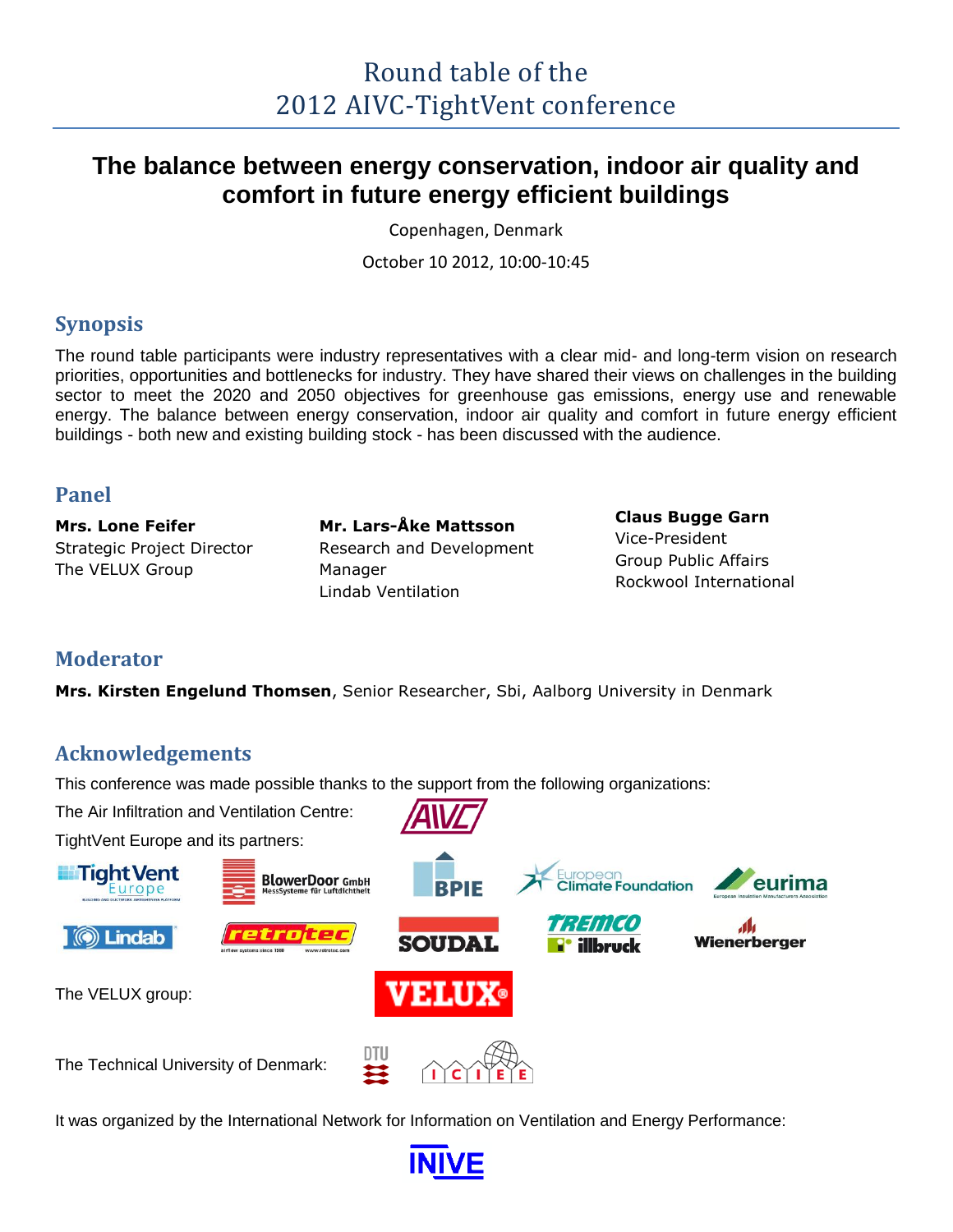# Round table of the 2012 AIVC-TightVent conference

## The balance between energy conservation, indoor air quality and comfort in future energy efficient buildings

Copenhagen, Denmark

October 10 2012, 10:00-10:45

## Synopsis

The round table participants were industry representatives with a clear mid- and long-term vision on research priorities, opportunities and bottlenecks for industry. They have shared their views on challenges in the building sector to meet the 2020 and 2050 objectives for greenhouse gas emissions, energy use and renewable energy. The balance between energy conservation, indoor air quality and comfort in future energy efficient buildings - both new and existing building stock - has been discussed with the audience.

## Panel

**Mrs. Lone Feifer**
Strategic Project Director
The VELUX Group

**Mr. Lars-Åke Mattsson**
Research and Development Manager
Lindab Ventilation

**Claus Bugge Garn**
Vice-President
Group Public Affairs
Rockwool International

## Moderator

**Mrs. Kirsten Engelund Thomsen**, Senior Researcher, Sbi, Aalborg University in Denmark

## Acknowledgements

This conference was made possible thanks to the support from the following organizations:

The Air Infiltration and Ventilation Centre: AIVC

TightVent Europe and its partners: TightVent Europe, BlowerDoor GmbH, BPIE, European Climate Foundation, eurima, Lindab, retrotec, SOUDAL, TREMCO illbruck, Wienerberger

The VELUX group: VELUX

The Technical University of Denmark: DTU, ICIEE

It was organized by the International Network for Information on Ventilation and Energy Performance: INIVE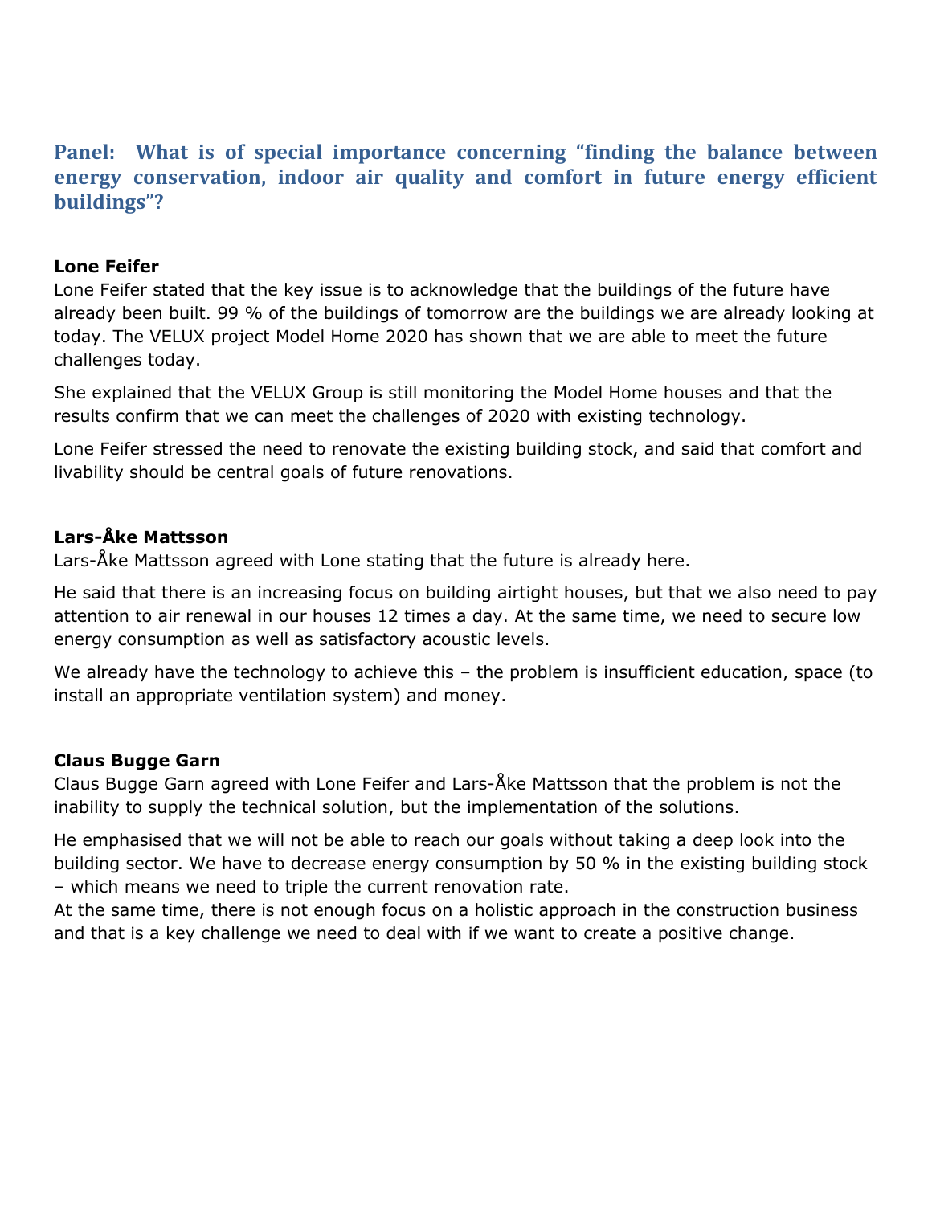## Panel: What is of special importance concerning "finding the balance between energy conservation, indoor air quality and comfort in future energy efficient buildings"?

**Lone Feifer**

Lone Feifer stated that the key issue is to acknowledge that the buildings of the future have already been built. 99 % of the buildings of tomorrow are the buildings we are already looking at today. The VELUX project Model Home 2020 has shown that we are able to meet the future challenges today.

She explained that the VELUX Group is still monitoring the Model Home houses and that the results confirm that we can meet the challenges of 2020 with existing technology.

Lone Feifer stressed the need to renovate the existing building stock, and said that comfort and livability should be central goals of future renovations.

**Lars-Åke Mattsson**

Lars-Åke Mattsson agreed with Lone stating that the future is already here.

He said that there is an increasing focus on building airtight houses, but that we also need to pay attention to air renewal in our houses 12 times a day. At the same time, we need to secure low energy consumption as well as satisfactory acoustic levels.

We already have the technology to achieve this – the problem is insufficient education, space (to install an appropriate ventilation system) and money.

**Claus Bugge Garn**

Claus Bugge Garn agreed with Lone Feifer and Lars-Åke Mattsson that the problem is not the inability to supply the technical solution, but the implementation of the solutions.

He emphasised that we will not be able to reach our goals without taking a deep look into the building sector. We have to decrease energy consumption by 50 % in the existing building stock – which means we need to triple the current renovation rate.
At the same time, there is not enough focus on a holistic approach in the construction business and that is a key challenge we need to deal with if we want to create a positive change.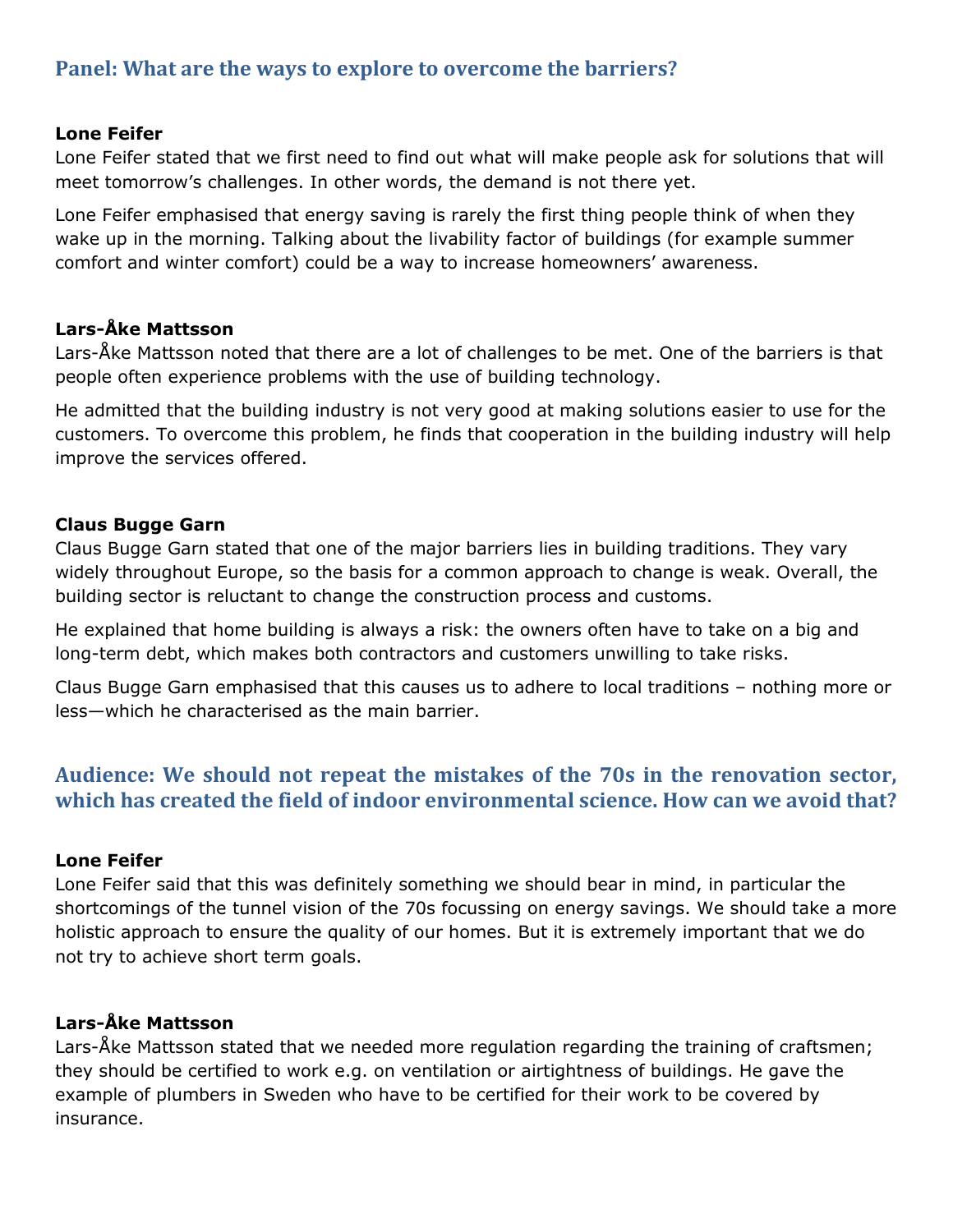## Panel: What are the ways to explore to overcome the barriers?

**Lone Feifer**

Lone Feifer stated that we first need to find out what will make people ask for solutions that will meet tomorrow's challenges. In other words, the demand is not there yet.

Lone Feifer emphasised that energy saving is rarely the first thing people think of when they wake up in the morning. Talking about the livability factor of buildings (for example summer comfort and winter comfort) could be a way to increase homeowners' awareness.

**Lars-Åke Mattsson**

Lars-Åke Mattsson noted that there are a lot of challenges to be met. One of the barriers is that people often experience problems with the use of building technology.

He admitted that the building industry is not very good at making solutions easier to use for the customers. To overcome this problem, he finds that cooperation in the building industry will help improve the services offered.

**Claus Bugge Garn**

Claus Bugge Garn stated that one of the major barriers lies in building traditions. They vary widely throughout Europe, so the basis for a common approach to change is weak. Overall, the building sector is reluctant to change the construction process and customs.

He explained that home building is always a risk: the owners often have to take on a big and long-term debt, which makes both contractors and customers unwilling to take risks.

Claus Bugge Garn emphasised that this causes us to adhere to local traditions – nothing more or less—which he characterised as the main barrier.

## Audience: We should not repeat the mistakes of the 70s in the renovation sector, which has created the field of indoor environmental science. How can we avoid that?

**Lone Feifer**

Lone Feifer said that this was definitely something we should bear in mind, in particular the shortcomings of the tunnel vision of the 70s focussing on energy savings. We should take a more holistic approach to ensure the quality of our homes. But it is extremely important that we do not try to achieve short term goals.

**Lars-Åke Mattsson**

Lars-Åke Mattsson stated that we needed more regulation regarding the training of craftsmen; they should be certified to work e.g. on ventilation or airtightness of buildings. He gave the example of plumbers in Sweden who have to be certified for their work to be covered by insurance.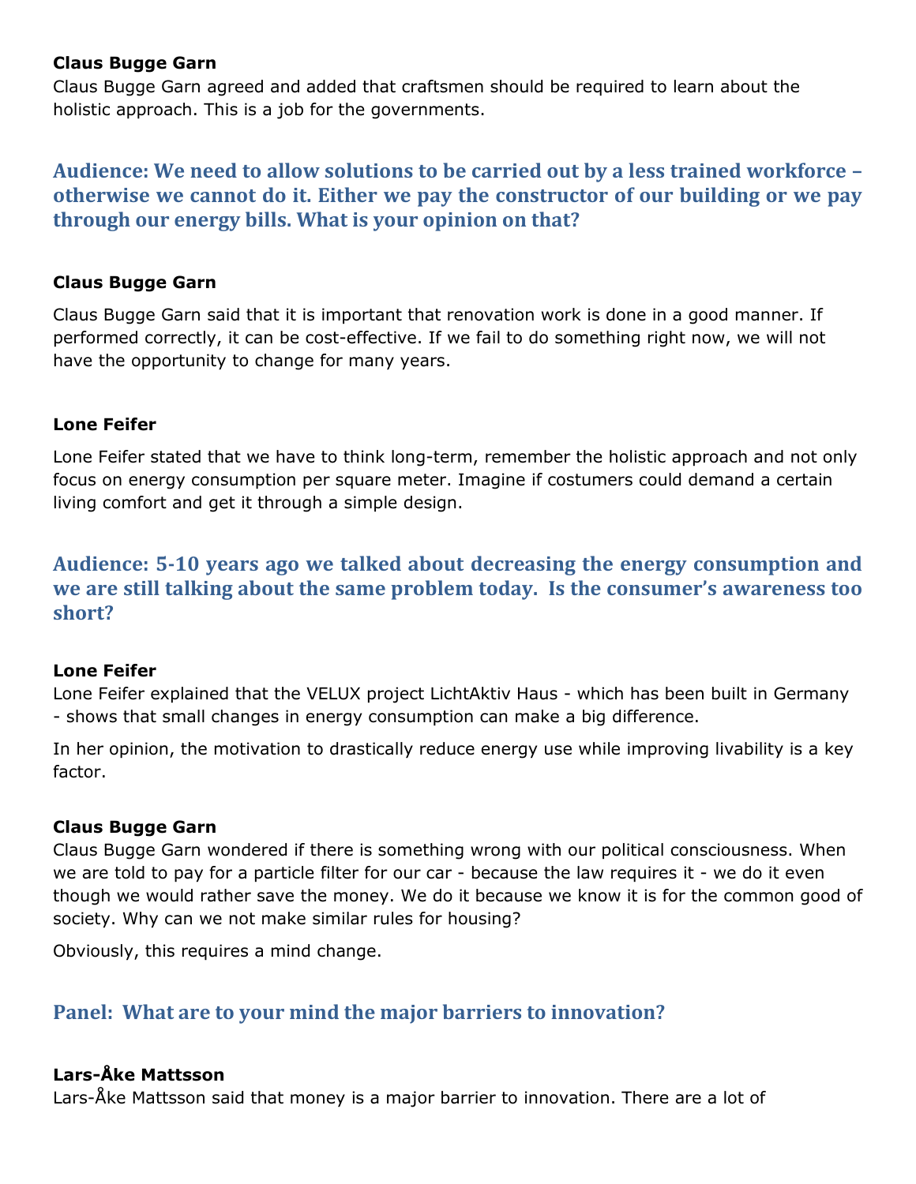**Claus Bugge Garn**

Claus Bugge Garn agreed and added that craftsmen should be required to learn about the holistic approach. This is a job for the governments.

## Audience: We need to allow solutions to be carried out by a less trained workforce – otherwise we cannot do it. Either we pay the constructor of our building or we pay through our energy bills. What is your opinion on that?

**Claus Bugge Garn**

Claus Bugge Garn said that it is important that renovation work is done in a good manner. If performed correctly, it can be cost-effective. If we fail to do something right now, we will not have the opportunity to change for many years.

**Lone Feifer**

Lone Feifer stated that we have to think long-term, remember the holistic approach and not only focus on energy consumption per square meter. Imagine if costumers could demand a certain living comfort and get it through a simple design.

## Audience: 5-10 years ago we talked about decreasing the energy consumption and we are still talking about the same problem today. Is the consumer's awareness too short?

**Lone Feifer**

Lone Feifer explained that the VELUX project LichtAktiv Haus - which has been built in Germany - shows that small changes in energy consumption can make a big difference.

In her opinion, the motivation to drastically reduce energy use while improving livability is a key factor.

**Claus Bugge Garn**

Claus Bugge Garn wondered if there is something wrong with our political consciousness. When we are told to pay for a particle filter for our car - because the law requires it - we do it even though we would rather save the money. We do it because we know it is for the common good of society. Why can we not make similar rules for housing?

Obviously, this requires a mind change.

## Panel: What are to your mind the major barriers to innovation?

**Lars-Åke Mattsson**

Lars-Åke Mattsson said that money is a major barrier to innovation. There are a lot of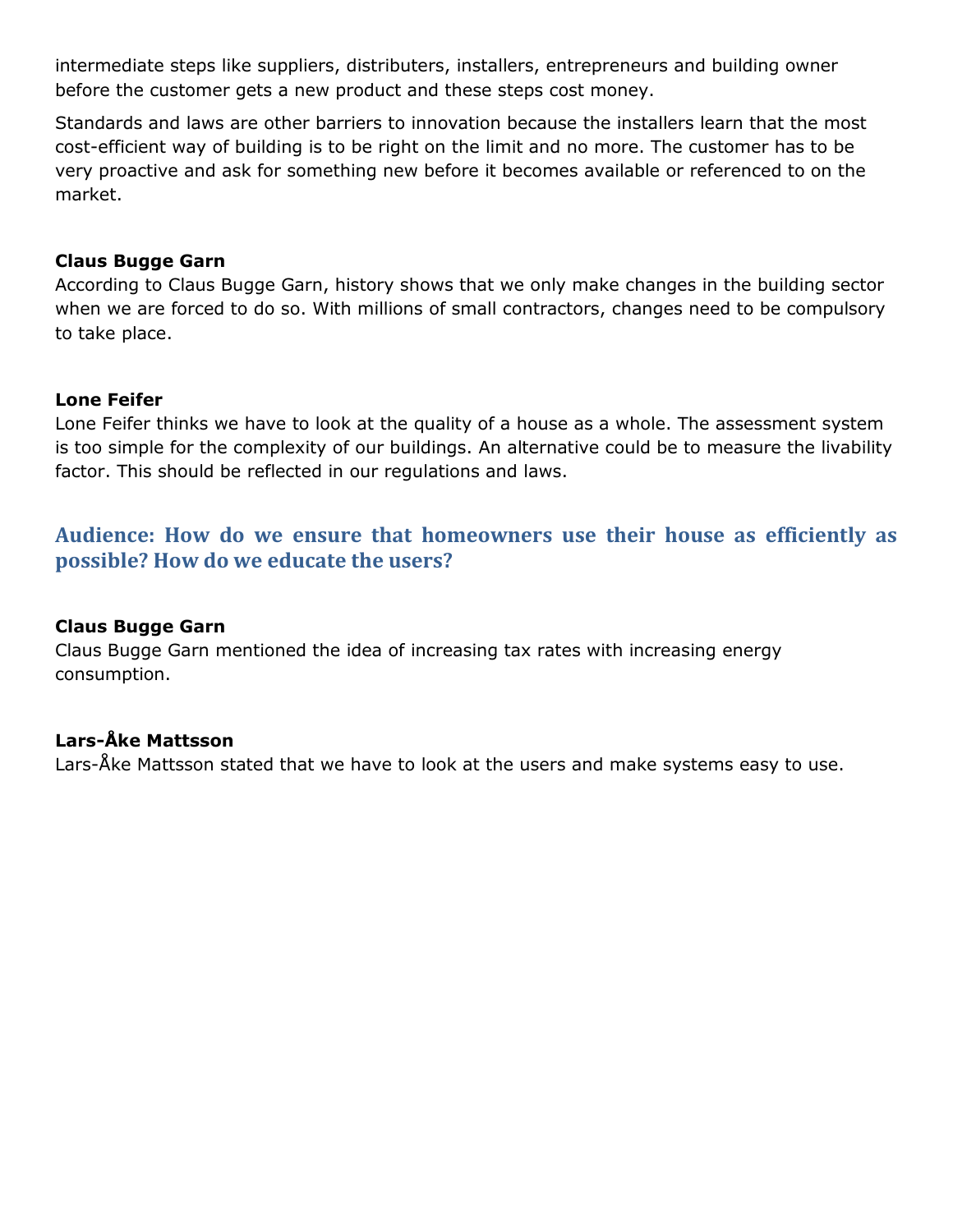intermediate steps like suppliers, distributers, installers, entrepreneurs and building owner before the customer gets a new product and these steps cost money.

Standards and laws are other barriers to innovation because the installers learn that the most cost-efficient way of building is to be right on the limit and no more. The customer has to be very proactive and ask for something new before it becomes available or referenced to on the market.

**Claus Bugge Garn**
According to Claus Bugge Garn, history shows that we only make changes in the building sector when we are forced to do so. With millions of small contractors, changes need to be compulsory to take place.

**Lone Feifer**
Lone Feifer thinks we have to look at the quality of a house as a whole. The assessment system is too simple for the complexity of our buildings. An alternative could be to measure the livability factor. This should be reflected in our regulations and laws.

## Audience: How do we ensure that homeowners use their house as efficiently as possible? How do we educate the users?

**Claus Bugge Garn**
Claus Bugge Garn mentioned the idea of increasing tax rates with increasing energy consumption.

**Lars-Åke Mattsson**
Lars-Åke Mattsson stated that we have to look at the users and make systems easy to use.